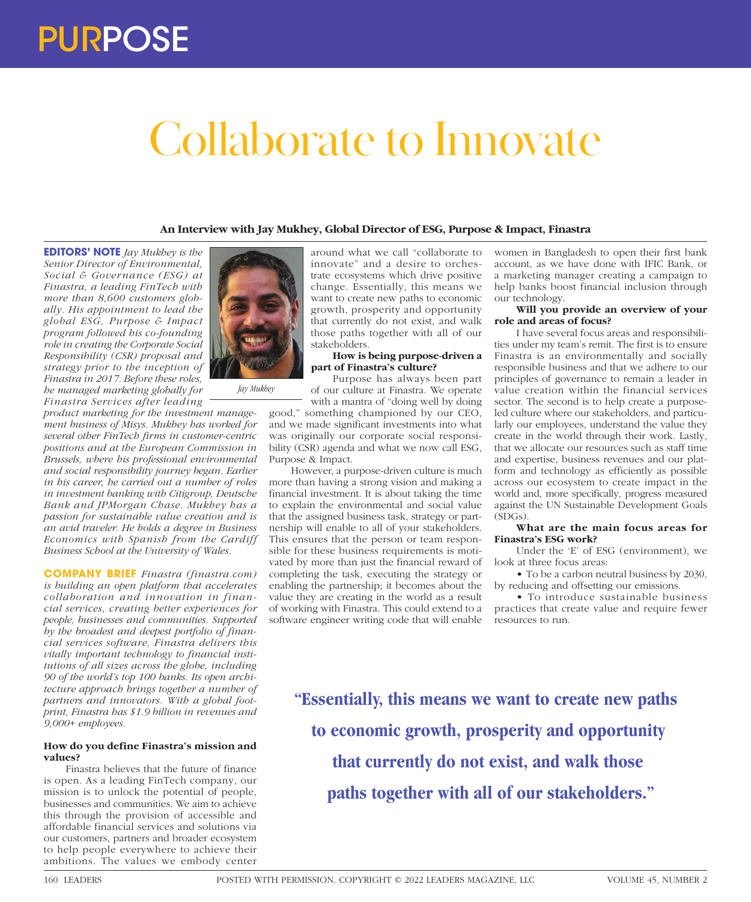# PURPOSE

# Collaborate to Innovate

**An Interview with Jay Mukhey, Global Director of ESG, Purpose & Impact, Finastra**

**EDITORS' NOTE** *Jay Mukhey is the Senior Director of Environmental, Social & Governance (ESG) at Finastra, a leading FinTech with more than 8,600 customers globally. His appointment to lead the global ESG, Purpose & Impact program followed his co-founding role in creating the Corporate Social Responsibility (CSR) proposal and strategy prior to the inception of Finastra in 2017. Before these roles, he managed marketing globally for Finastra Services after leading product marketing for the investment management business of Misys. Mukhey has worked for several other FinTech firms in customer-centric positions and at the European Commission in Brussels, where his professional environmental and social responsibility journey began. Earlier in his career, he carried out a number of roles in investment banking with Citigroup, Deutsche Bank and JPMorgan Chase. Mukhey has a passion for sustainable value creation and is an avid traveler. He holds a degree in Business Economics with Spanish from the Cardiff Business School at the University of Wales.*

Jay Mukhey

**COMPANY BRIEF** *Finastra (finastra.com) is building an open platform that accelerates collaboration and innovation in financial services, creating better experiences for people, businesses and communities. Supported by the broadest and deepest portfolio of financial services software, Finastra delivers this vitally important technology to financial institutions of all sizes across the globe, including 90 of the world's top 100 banks. Its open architecture approach brings together a number of partners and innovators. With a global footprint, Finastra has $1.9 billion in revenues and 9,000+ employees.*

**How do you define Finastra's mission and values?**

Finastra believes that the future of finance is open. As a leading FinTech company, our mission is to unlock the potential of people, businesses and communities. We aim to achieve this through the provision of accessible and affordable financial services and solutions via our customers, partners and broader ecosystem to help people everywhere to achieve their ambitions. The values we embody center around what we call "collaborate to innovate" and a desire to orchestrate ecosystems which drive positive change. Essentially, this means we want to create new paths to economic growth, prosperity and opportunity that currently do not exist, and walk those paths together with all of our stakeholders.

**How is being purpose-driven a part of Finastra's culture?**

Purpose has always been part of our culture at Finastra. We operate with a mantra of "doing well by doing good," something championed by our CEO, and we made significant investments into what was originally our corporate social responsibility (CSR) agenda and what we now call ESG, Purpose & Impact.

However, a purpose-driven culture is much more than having a strong vision and making a financial investment. It is about taking the time to explain the environmental and social value that the assigned business task, strategy or partnership will enable to all of your stakeholders. This ensures that the person or team responsible for these business requirements is motivated by more than just the financial reward of completing the task, executing the strategy or enabling the partnership; it becomes about the value they are creating in the world as a result of working with Finastra. This could extend to a software engineer writing code that will enable women in Bangladesh to open their first bank account, as we have done with IFIC Bank, or a marketing manager creating a campaign to help banks boost financial inclusion through our technology.

**Will you provide an overview of your role and areas of focus?**

I have several focus areas and responsibilities under my team's remit. The first is to ensure Finastra is an environmentally and socially responsible business and that we adhere to our principles of governance to remain a leader in value creation within the financial services sector. The second is to help create a purpose-led culture where our stakeholders, and particularly our employees, understand the value they create in the world through their work. Lastly, that we allocate our resources such as staff time and expertise, business revenues and our platform and technology as efficiently as possible across our ecosystem to create impact in the world and, more specifically, progress measured against the UN Sustainable Development Goals (SDGs).

**What are the main focus areas for Finastra's ESG work?**

Under the 'E' of ESG (environment), we look at three focus areas:

- To be a carbon neutral business by 2030, by reducing and offsetting our emissions.
- To introduce sustainable business practices that create value and require fewer resources to run.

> **"Essentially, this means we want to create new paths to economic growth, prosperity and opportunity that currently do not exist, and walk those paths together with all of our stakeholders."**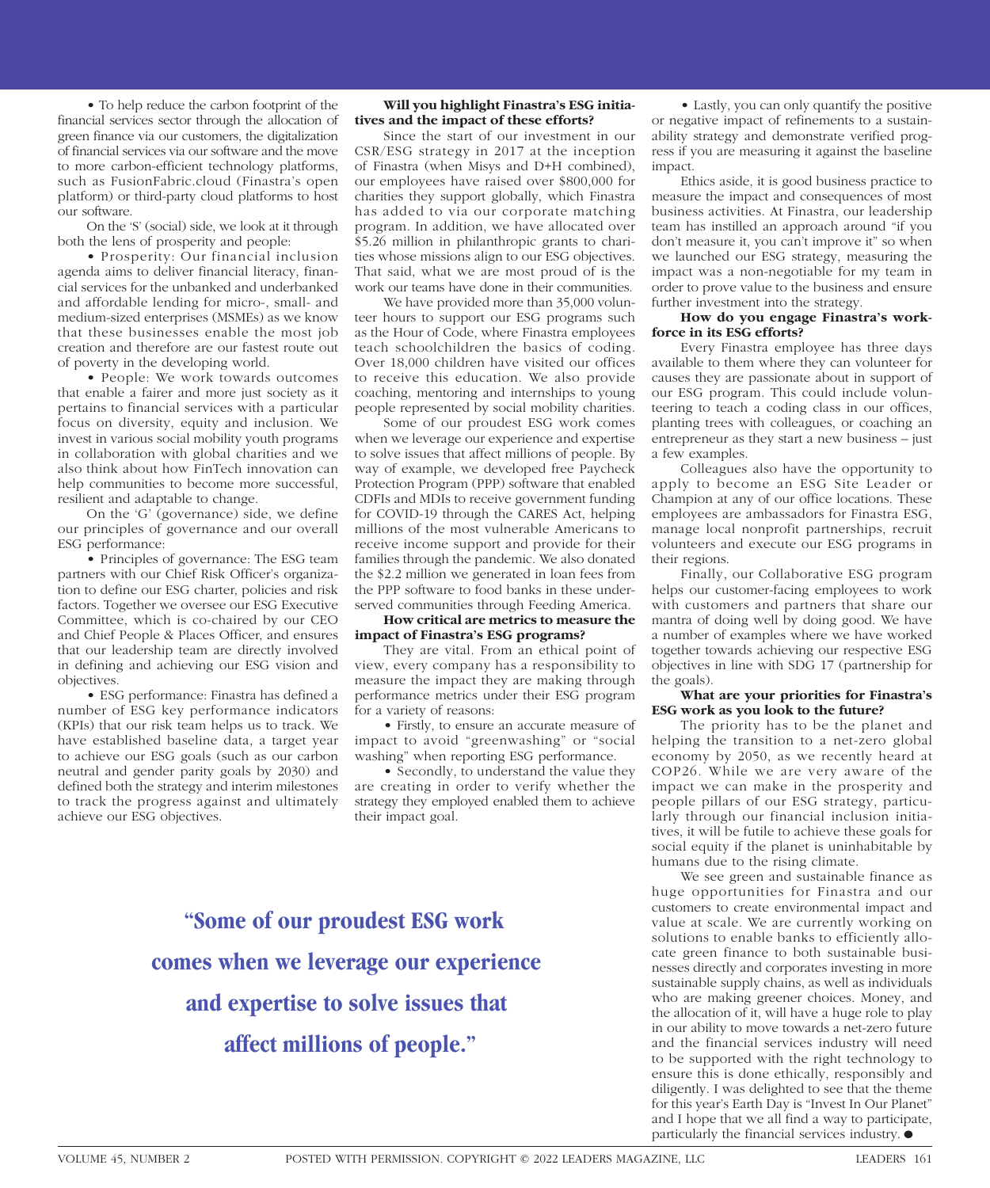• To help reduce the carbon footprint of the financial services sector through the allocation of green finance via our customers, the digitalization of financial services via our software and the move to more carbon-efficient technology platforms, such as FusionFabric.cloud (Finastra's open platform) or third-party cloud platforms to host our software.

On the 'S' (social) side, we look at it through both the lens of prosperity and people:

• Prosperity: Our financial inclusion agenda aims to deliver financial literacy, financial services for the unbanked and underbanked and affordable lending for micro-, small- and medium-sized enterprises (MSMEs) as we know that these businesses enable the most job creation and therefore are our fastest route out of poverty in the developing world.

• People: We work towards outcomes that enable a fairer and more just society as it pertains to financial services with a particular focus on diversity, equity and inclusion. We invest in various social mobility youth programs in collaboration with global charities and we also think about how FinTech innovation can help communities to become more successful, resilient and adaptable to change.

On the 'G' (governance) side, we define our principles of governance and our overall ESG performance:

• Principles of governance: The ESG team partners with our Chief Risk Officer's organization to define our ESG charter, policies and risk factors. Together we oversee our ESG Executive Committee, which is co-chaired by our CEO and Chief People & Places Officer, and ensures that our leadership team are directly involved in defining and achieving our ESG vision and objectives.

• ESG performance: Finastra has defined a number of ESG key performance indicators (KPIs) that our risk team helps us to track. We have established baseline data, a target year to achieve our ESG goals (such as our carbon neutral and gender parity goals by 2030) and defined both the strategy and interim milestones to track the progress against and ultimately achieve our ESG objectives.

**Will you highlight Finastra's ESG initiatives and the impact of these efforts?**

Since the start of our investment in our CSR/ESG strategy in 2017 at the inception of Finastra (when Misys and D+H combined), our employees have raised over $800,000 for charities they support globally, which Finastra has added to via our corporate matching program. In addition, we have allocated over $5.26 million in philanthropic grants to charities whose missions align to our ESG objectives. That said, what we are most proud of is the work our teams have done in their communities.

We have provided more than 35,000 volunteer hours to support our ESG programs such as the Hour of Code, where Finastra employees teach schoolchildren the basics of coding. Over 18,000 children have visited our offices to receive this education. We also provide coaching, mentoring and internships to young people represented by social mobility charities.

Some of our proudest ESG work comes when we leverage our experience and expertise to solve issues that affect millions of people. By way of example, we developed free Paycheck Protection Program (PPP) software that enabled CDFIs and MDIs to receive government funding for COVID-19 through the CARES Act, helping millions of the most vulnerable Americans to receive income support and provide for their families through the pandemic. We also donated the $2.2 million we generated in loan fees from the PPP software to food banks in these underserved communities through Feeding America.

**How critical are metrics to measure the impact of Finastra's ESG programs?**

They are vital. From an ethical point of view, every company has a responsibility to measure the impact they are making through performance metrics under their ESG program for a variety of reasons:

• Firstly, to ensure an accurate measure of impact to avoid "greenwashing" or "social washing" when reporting ESG performance.

• Secondly, to understand the value they are creating in order to verify whether the strategy they employed enabled them to achieve their impact goal.

• Lastly, you can only quantify the positive or negative impact of refinements to a sustainability strategy and demonstrate verified progress if you are measuring it against the baseline impact.

Ethics aside, it is good business practice to measure the impact and consequences of most business activities. At Finastra, our leadership team has instilled an approach around "if you don't measure it, you can't improve it" so when we launched our ESG strategy, measuring the impact was a non-negotiable for my team in order to prove value to the business and ensure further investment into the strategy.

**How do you engage Finastra's workforce in its ESG efforts?**

Every Finastra employee has three days available to them where they can volunteer for causes they are passionate about in support of our ESG program. This could include volunteering to teach a coding class in our offices, planting trees with colleagues, or coaching an entrepreneur as they start a new business – just a few examples.

Colleagues also have the opportunity to apply to become an ESG Site Leader or Champion at any of our office locations. These employees are ambassadors for Finastra ESG, manage local nonprofit partnerships, recruit volunteers and execute our ESG programs in their regions.

Finally, our Collaborative ESG program helps our customer-facing employees to work with customers and partners that share our mantra of doing well by doing good. We have a number of examples where we have worked together towards achieving our respective ESG objectives in line with SDG 17 (partnership for the goals).

**What are your priorities for Finastra's ESG work as you look to the future?**

The priority has to be the planet and helping the transition to a net-zero global economy by 2050, as we recently heard at COP26. While we are very aware of the impact we can make in the prosperity and people pillars of our ESG strategy, particularly through our financial inclusion initiatives, it will be futile to achieve these goals for social equity if the planet is uninhabitable by humans due to the rising climate.

We see green and sustainable finance as huge opportunities for Finastra and our customers to create environmental impact and value at scale. We are currently working on solutions to enable banks to efficiently allocate green finance to both sustainable businesses directly and corporates investing in more sustainable supply chains, as well as individuals who are making greener choices. Money, and the allocation of it, will have a huge role to play in our ability to move towards a net-zero future and the financial services industry will need to be supported with the right technology to ensure this is done ethically, responsibly and diligently. I was delighted to see that the theme for this year's Earth Day is "Invest In Our Planet" and I hope that we all find a way to participate, particularly the financial services industry. ●

**"Some of our proudest ESG work comes when we leverage our experience and expertise to solve issues that affect millions of people."**